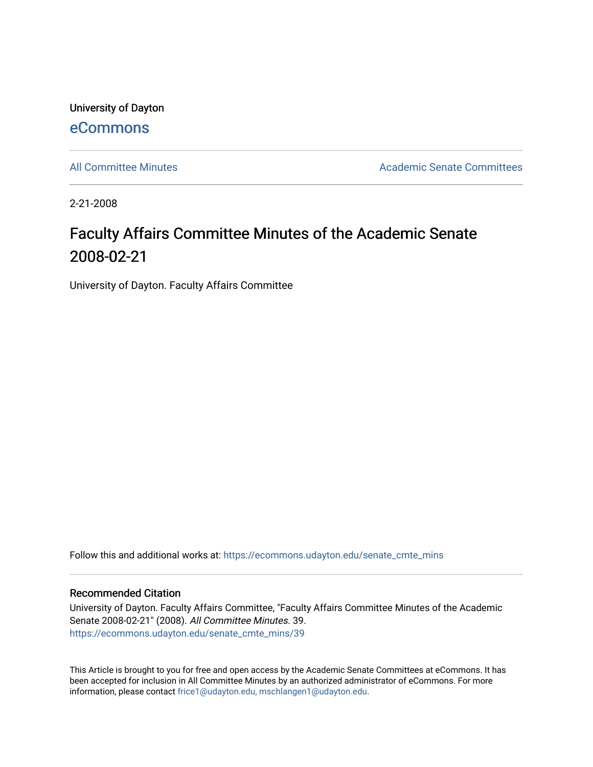University of Dayton

eCommons

All Committee Minutes

Academic Senate Committees

2-21-2008

# Faculty Affairs Committee Minutes of the Academic Senate 2008-02-21

University of Dayton. Faculty Affairs Committee

Follow this and additional works at: https://ecommons.udayton.edu/senate_cmte_mins

## Recommended Citation

University of Dayton. Faculty Affairs Committee, "Faculty Affairs Committee Minutes of the Academic Senate 2008-02-21" (2008). *All Committee Minutes*. 39.
https://ecommons.udayton.edu/senate_cmte_mins/39

This Article is brought to you for free and open access by the Academic Senate Committees at eCommons. It has been accepted for inclusion in All Committee Minutes by an authorized administrator of eCommons. For more information, please contact frice1@udayton.edu, mschlangen1@udayton.edu.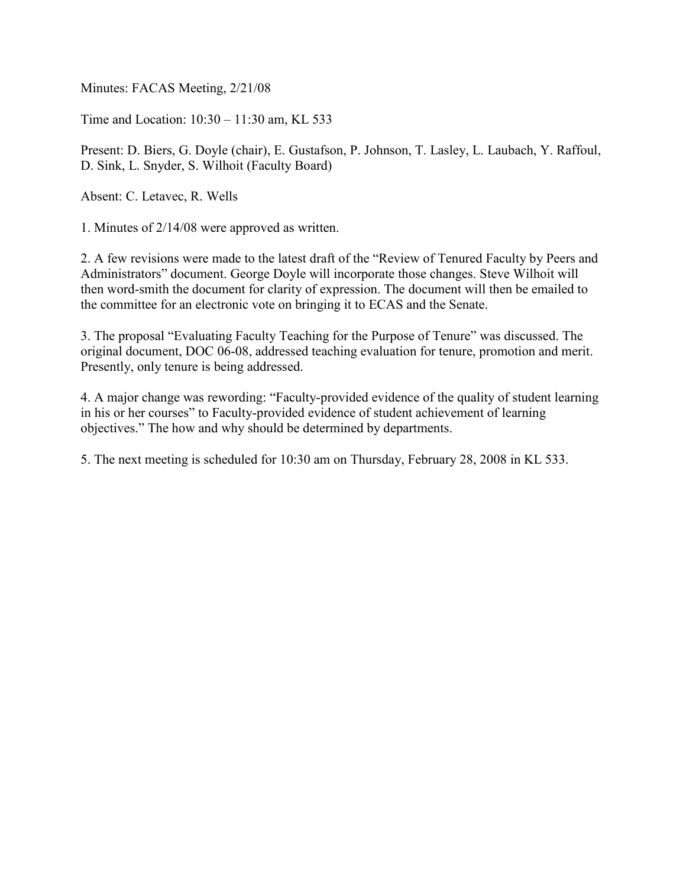Minutes: FACAS Meeting, 2/21/08

Time and Location: 10:30 – 11:30 am, KL 533

Present: D. Biers, G. Doyle (chair), E. Gustafson, P. Johnson, T. Lasley, L. Laubach, Y. Raffoul, D. Sink, L. Snyder, S. Wilhoit (Faculty Board)

Absent: C. Letavec, R. Wells

1. Minutes of 2/14/08 were approved as written.

2. A few revisions were made to the latest draft of the "Review of Tenured Faculty by Peers and Administrators" document. George Doyle will incorporate those changes. Steve Wilhoit will then word-smith the document for clarity of expression. The document will then be emailed to the committee for an electronic vote on bringing it to ECAS and the Senate.

3. The proposal "Evaluating Faculty Teaching for the Purpose of Tenure" was discussed. The original document, DOC 06-08, addressed teaching evaluation for tenure, promotion and merit. Presently, only tenure is being addressed.

4. A major change was rewording: "Faculty-provided evidence of the quality of student learning in his or her courses" to Faculty-provided evidence of student achievement of learning objectives." The how and why should be determined by departments.

5. The next meeting is scheduled for 10:30 am on Thursday, February 28, 2008 in KL 533.